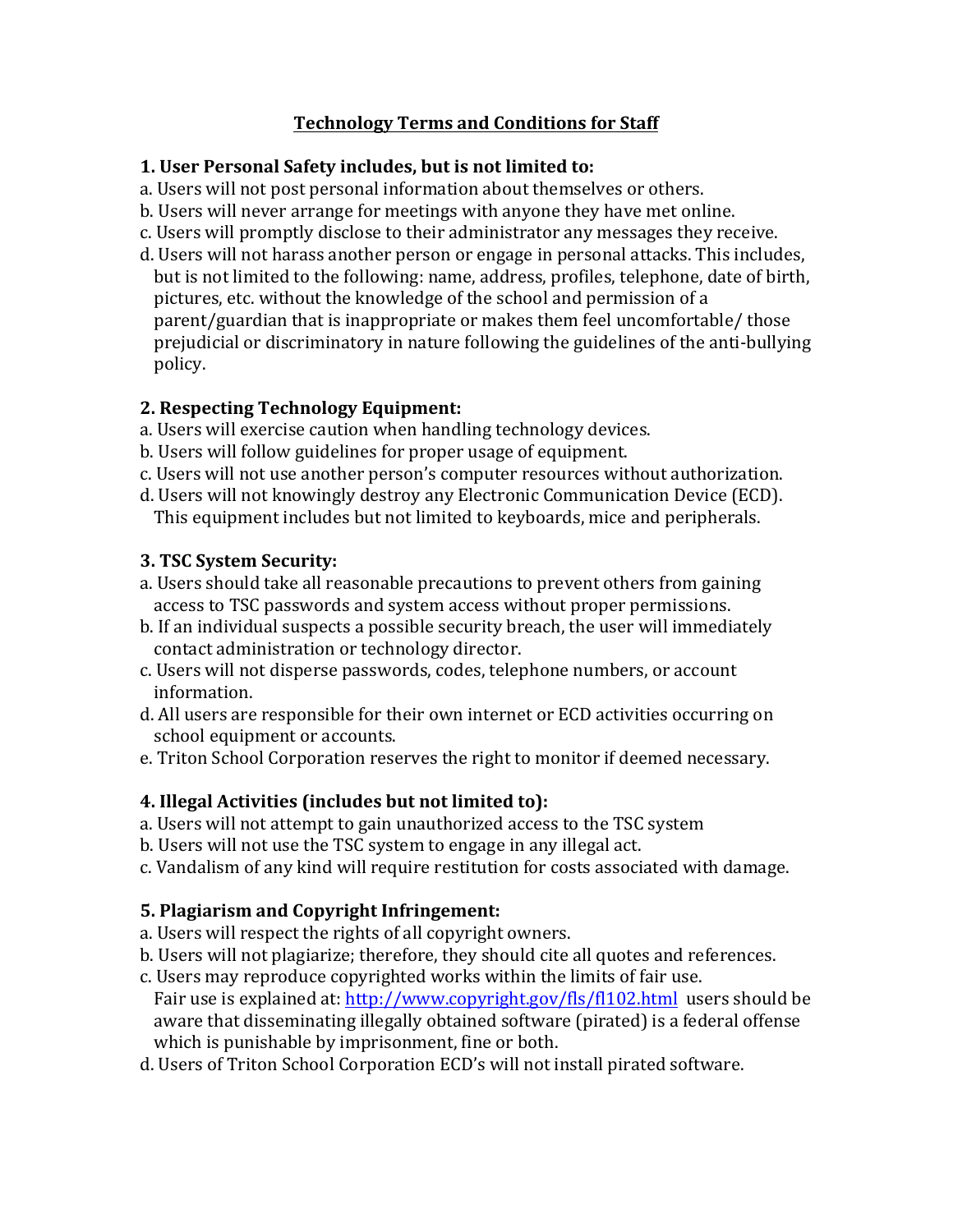# Technology Terms and Conditions for Staff

**1. User Personal Safety includes, but is not limited to:**

a. Users will not post personal information about themselves or others.
b. Users will never arrange for meetings with anyone they have met online.
c. Users will promptly disclose to their administrator any messages they receive.
d. Users will not harass another person or engage in personal attacks. This includes, but is not limited to the following: name, address, profiles, telephone, date of birth, pictures, etc. without the knowledge of the school and permission of a parent/guardian that is inappropriate or makes them feel uncomfortable/ those prejudicial or discriminatory in nature following the guidelines of the anti-bullying policy.

**2. Respecting Technology Equipment:**

a. Users will exercise caution when handling technology devices.
b. Users will follow guidelines for proper usage of equipment.
c. Users will not use another person's computer resources without authorization.
d. Users will not knowingly destroy any Electronic Communication Device (ECD). This equipment includes but not limited to keyboards, mice and peripherals.

**3. TSC System Security:**

a. Users should take all reasonable precautions to prevent others from gaining access to TSC passwords and system access without proper permissions.
b. If an individual suspects a possible security breach, the user will immediately contact administration or technology director.
c. Users will not disperse passwords, codes, telephone numbers, or account information.
d. All users are responsible for their own internet or ECD activities occurring on school equipment or accounts.
e. Triton School Corporation reserves the right to monitor if deemed necessary.

**4. Illegal Activities (includes but not limited to):**

a. Users will not attempt to gain unauthorized access to the TSC system
b. Users will not use the TSC system to engage in any illegal act.
c. Vandalism of any kind will require restitution for costs associated with damage.

**5. Plagiarism and Copyright Infringement:**

a. Users will respect the rights of all copyright owners.
b. Users will not plagiarize; therefore, they should cite all quotes and references.
c. Users may reproduce copyrighted works within the limits of fair use. Fair use is explained at: [http://www.copyright.gov/fls/fl102.html](http://www.copyright.gov/fls/fl102.html) users should be aware that disseminating illegally obtained software (pirated) is a federal offense which is punishable by imprisonment, fine or both.
d. Users of Triton School Corporation ECD's will not install pirated software.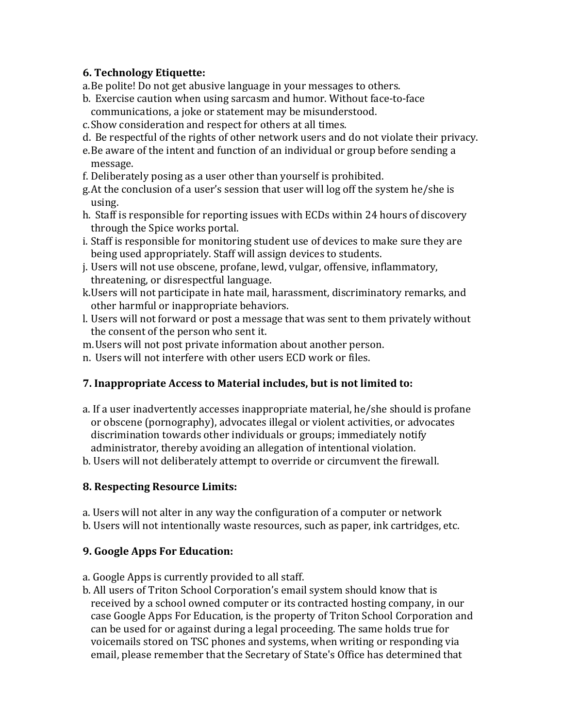**6. Technology Etiquette:**

a. Be polite! Do not get abusive language in your messages to others.
b. Exercise caution when using sarcasm and humor. Without face-to-face communications, a joke or statement may be misunderstood.
c. Show consideration and respect for others at all times.
d. Be respectful of the rights of other network users and do not violate their privacy.
e. Be aware of the intent and function of an individual or group before sending a message.
f. Deliberately posing as a user other than yourself is prohibited.
g. At the conclusion of a user's session that user will log off the system he/she is using.
h. Staff is responsible for reporting issues with ECDs within 24 hours of discovery through the Spice works portal.
i. Staff is responsible for monitoring student use of devices to make sure they are being used appropriately. Staff will assign devices to students.
j. Users will not use obscene, profane, lewd, vulgar, offensive, inflammatory, threatening, or disrespectful language.
k. Users will not participate in hate mail, harassment, discriminatory remarks, and other harmful or inappropriate behaviors.
l. Users will not forward or post a message that was sent to them privately without the consent of the person who sent it.
m. Users will not post private information about another person.
n. Users will not interfere with other users ECD work or files.

**7. Inappropriate Access to Material includes, but is not limited to:**

a. If a user inadvertently accesses inappropriate material, he/she should is profane or obscene (pornography), advocates illegal or violent activities, or advocates discrimination towards other individuals or groups; immediately notify administrator, thereby avoiding an allegation of intentional violation.
b. Users will not deliberately attempt to override or circumvent the firewall.

**8. Respecting Resource Limits:**

a. Users will not alter in any way the configuration of a computer or network
b. Users will not intentionally waste resources, such as paper, ink cartridges, etc.

**9. Google Apps For Education:**

a. Google Apps is currently provided to all staff.
b. All users of Triton School Corporation's email system should know that is received by a school owned computer or its contracted hosting company, in our case Google Apps For Education, is the property of Triton School Corporation and can be used for or against during a legal proceeding. The same holds true for voicemails stored on TSC phones and systems, when writing or responding via email, please remember that the Secretary of State's Office has determined that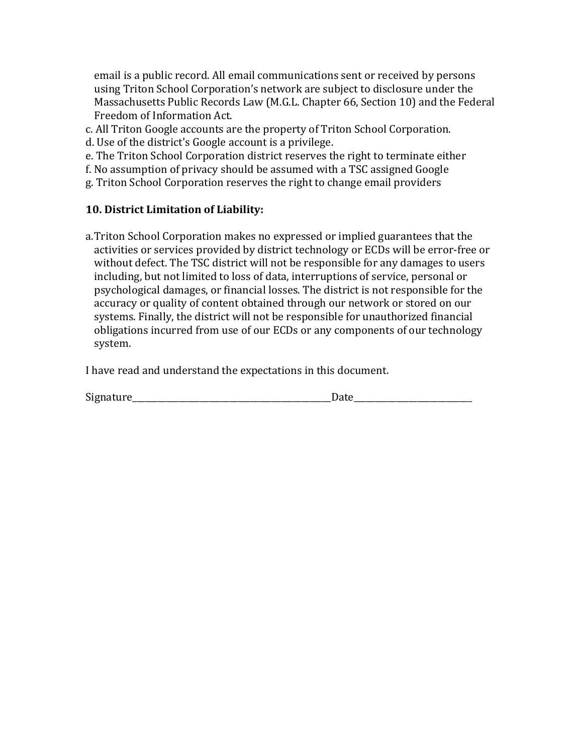email is a public record. All email communications sent or received by persons using Triton School Corporation's network are subject to disclosure under the Massachusetts Public Records Law (M.G.L. Chapter 66, Section 10) and the Federal Freedom of Information Act.

c. All Triton Google accounts are the property of Triton School Corporation.
d. Use of the district's Google account is a privilege.
e. The Triton School Corporation district reserves the right to terminate either
f. No assumption of privacy should be assumed with a TSC assigned Google
g. Triton School Corporation reserves the right to change email providers

**10. District Limitation of Liability:**

a. Triton School Corporation makes no expressed or implied guarantees that the activities or services provided by district technology or ECDs will be error-free or without defect. The TSC district will not be responsible for any damages to users including, but not limited to loss of data, interruptions of service, personal or psychological damages, or financial losses. The district is not responsible for the accuracy or quality of content obtained through our network or stored on our systems. Finally, the district will not be responsible for unauthorized financial obligations incurred from use of our ECDs or any components of our technology system.

I have read and understand the expectations in this document.

Signature_______________________________________________Date___________________________